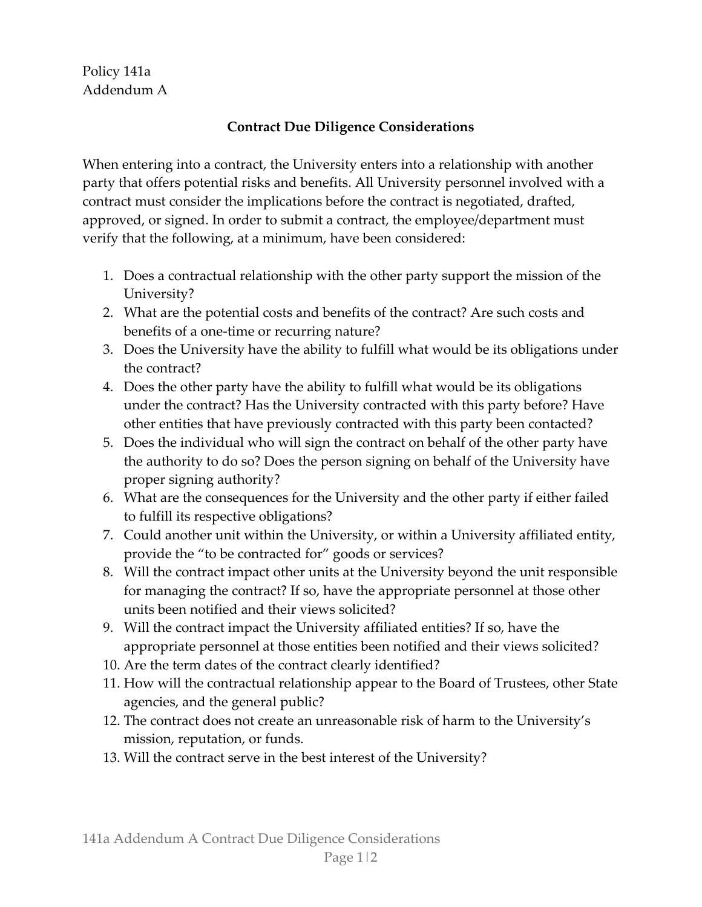Policy 141a
Addendum A

## Contract Due Diligence Considerations

When entering into a contract, the University enters into a relationship with another party that offers potential risks and benefits. All University personnel involved with a contract must consider the implications before the contract is negotiated, drafted, approved, or signed. In order to submit a contract, the employee/department must verify that the following, at a minimum, have been considered:

1. Does a contractual relationship with the other party support the mission of the University?
2. What are the potential costs and benefits of the contract? Are such costs and benefits of a one-time or recurring nature?
3. Does the University have the ability to fulfill what would be its obligations under the contract?
4. Does the other party have the ability to fulfill what would be its obligations under the contract? Has the University contracted with this party before? Have other entities that have previously contracted with this party been contacted?
5. Does the individual who will sign the contract on behalf of the other party have the authority to do so? Does the person signing on behalf of the University have proper signing authority?
6. What are the consequences for the University and the other party if either failed to fulfill its respective obligations?
7. Could another unit within the University, or within a University affiliated entity, provide the "to be contracted for" goods or services?
8. Will the contract impact other units at the University beyond the unit responsible for managing the contract? If so, have the appropriate personnel at those other units been notified and their views solicited?
9. Will the contract impact the University affiliated entities? If so, have the appropriate personnel at those entities been notified and their views solicited?
10. Are the term dates of the contract clearly identified?
11. How will the contractual relationship appear to the Board of Trustees, other State agencies, and the general public?
12. The contract does not create an unreasonable risk of harm to the University's mission, reputation, or funds.
13. Will the contract serve in the best interest of the University?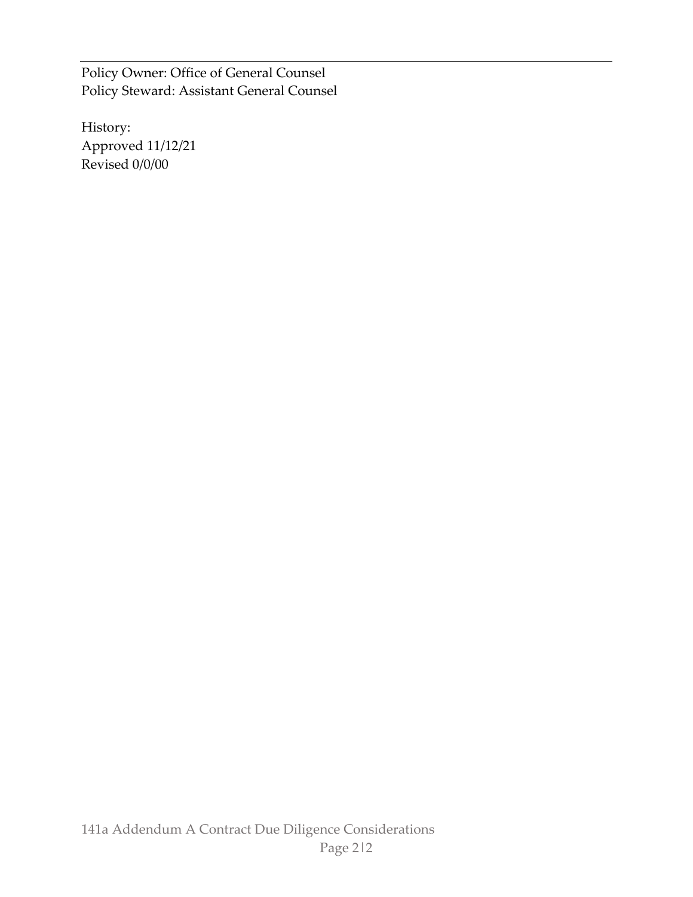Policy Owner: Office of General Counsel
Policy Steward: Assistant General Counsel

History:
Approved 11/12/21
Revised 0/0/00